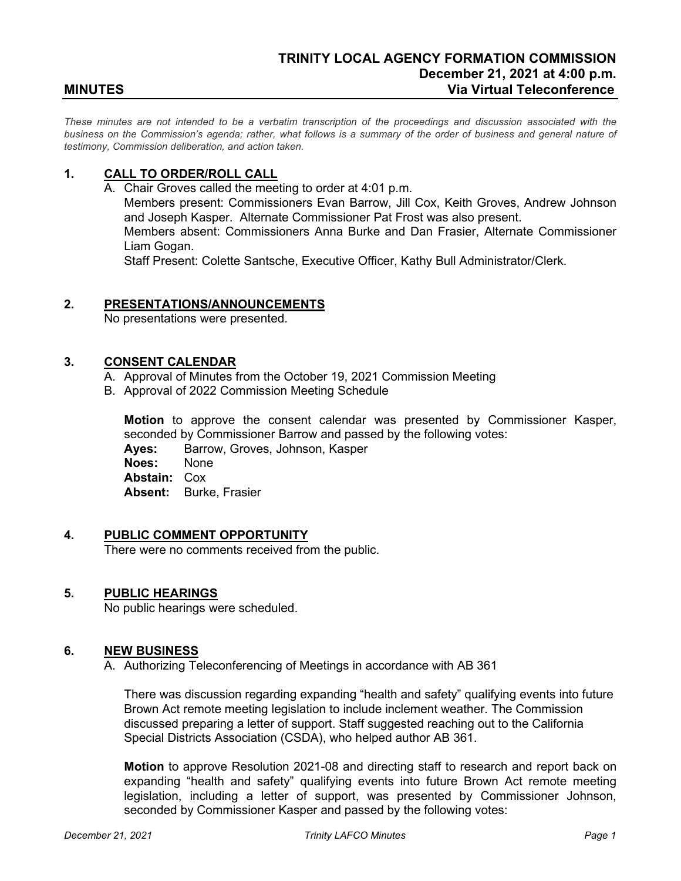# TRINITY LOCAL AGENCY FORMATION COMMISSION

**December 21, 2021 at 4:00 p.m.**

**MINUTES** **Via Virtual Teleconference**

*These minutes are not intended to be a verbatim transcription of the proceedings and discussion associated with the business on the Commission's agenda; rather, what follows is a summary of the order of business and general nature of testimony, Commission deliberation, and action taken.*

## 1. CALL TO ORDER/ROLL CALL

A. Chair Groves called the meeting to order at 4:01 p.m.
Members present: Commissioners Evan Barrow, Jill Cox, Keith Groves, Andrew Johnson and Joseph Kasper. Alternate Commissioner Pat Frost was also present.
Members absent: Commissioners Anna Burke and Dan Frasier, Alternate Commissioner Liam Gogan.
Staff Present: Colette Santsche, Executive Officer, Kathy Bull Administrator/Clerk.

## 2. PRESENTATIONS/ANNOUNCEMENTS

No presentations were presented.

## 3. CONSENT CALENDAR

A. Approval of Minutes from the October 19, 2021 Commission Meeting
B. Approval of 2022 Commission Meeting Schedule

**Motion** to approve the consent calendar was presented by Commissioner Kasper, seconded by Commissioner Barrow and passed by the following votes:

**Ayes:** Barrow, Groves, Johnson, Kasper
**Noes:** None
**Abstain:** Cox
**Absent:** Burke, Frasier

## 4. PUBLIC COMMENT OPPORTUNITY

There were no comments received from the public.

## 5. PUBLIC HEARINGS

No public hearings were scheduled.

## 6. NEW BUSINESS

A. Authorizing Teleconferencing of Meetings in accordance with AB 361

There was discussion regarding expanding "health and safety" qualifying events into future Brown Act remote meeting legislation to include inclement weather. The Commission discussed preparing a letter of support. Staff suggested reaching out to the California Special Districts Association (CSDA), who helped author AB 361.

**Motion** to approve Resolution 2021-08 and directing staff to research and report back on expanding "health and safety" qualifying events into future Brown Act remote meeting legislation, including a letter of support, was presented by Commissioner Johnson, seconded by Commissioner Kasper and passed by the following votes: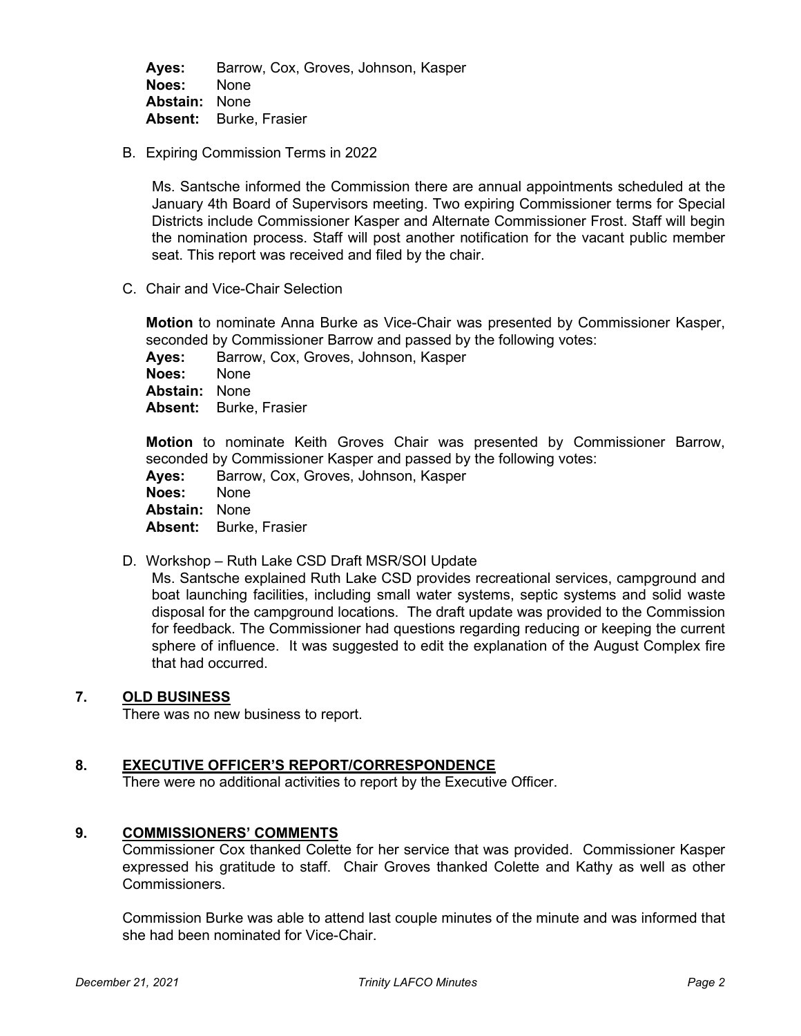**Ayes:** Barrow, Cox, Groves, Johnson, Kasper
**Noes:** None
**Abstain:** None
**Absent:** Burke, Frasier

B. Expiring Commission Terms in 2022

Ms. Santsche informed the Commission there are annual appointments scheduled at the January 4th Board of Supervisors meeting. Two expiring Commissioner terms for Special Districts include Commissioner Kasper and Alternate Commissioner Frost. Staff will begin the nomination process. Staff will post another notification for the vacant public member seat. This report was received and filed by the chair.

C. Chair and Vice-Chair Selection

**Motion** to nominate Anna Burke as Vice-Chair was presented by Commissioner Kasper, seconded by Commissioner Barrow and passed by the following votes:
**Ayes:** Barrow, Cox, Groves, Johnson, Kasper
**Noes:** None
**Abstain:** None
**Absent:** Burke, Frasier

**Motion** to nominate Keith Groves Chair was presented by Commissioner Barrow, seconded by Commissioner Kasper and passed by the following votes:
**Ayes:** Barrow, Cox, Groves, Johnson, Kasper
**Noes:** None
**Abstain:** None
**Absent:** Burke, Frasier

D. Workshop – Ruth Lake CSD Draft MSR/SOI Update
Ms. Santsche explained Ruth Lake CSD provides recreational services, campground and boat launching facilities, including small water systems, septic systems and solid waste disposal for the campground locations. The draft update was provided to the Commission for feedback. The Commissioner had questions regarding reducing or keeping the current sphere of influence. It was suggested to edit the explanation of the August Complex fire that had occurred.

## 7. OLD BUSINESS

There was no new business to report.

## 8. EXECUTIVE OFFICER'S REPORT/CORRESPONDENCE

There were no additional activities to report by the Executive Officer.

## 9. COMMISSIONERS' COMMENTS

Commissioner Cox thanked Colette for her service that was provided. Commissioner Kasper expressed his gratitude to staff. Chair Groves thanked Colette and Kathy as well as other Commissioners.

Commission Burke was able to attend last couple minutes of the minute and was informed that she had been nominated for Vice-Chair.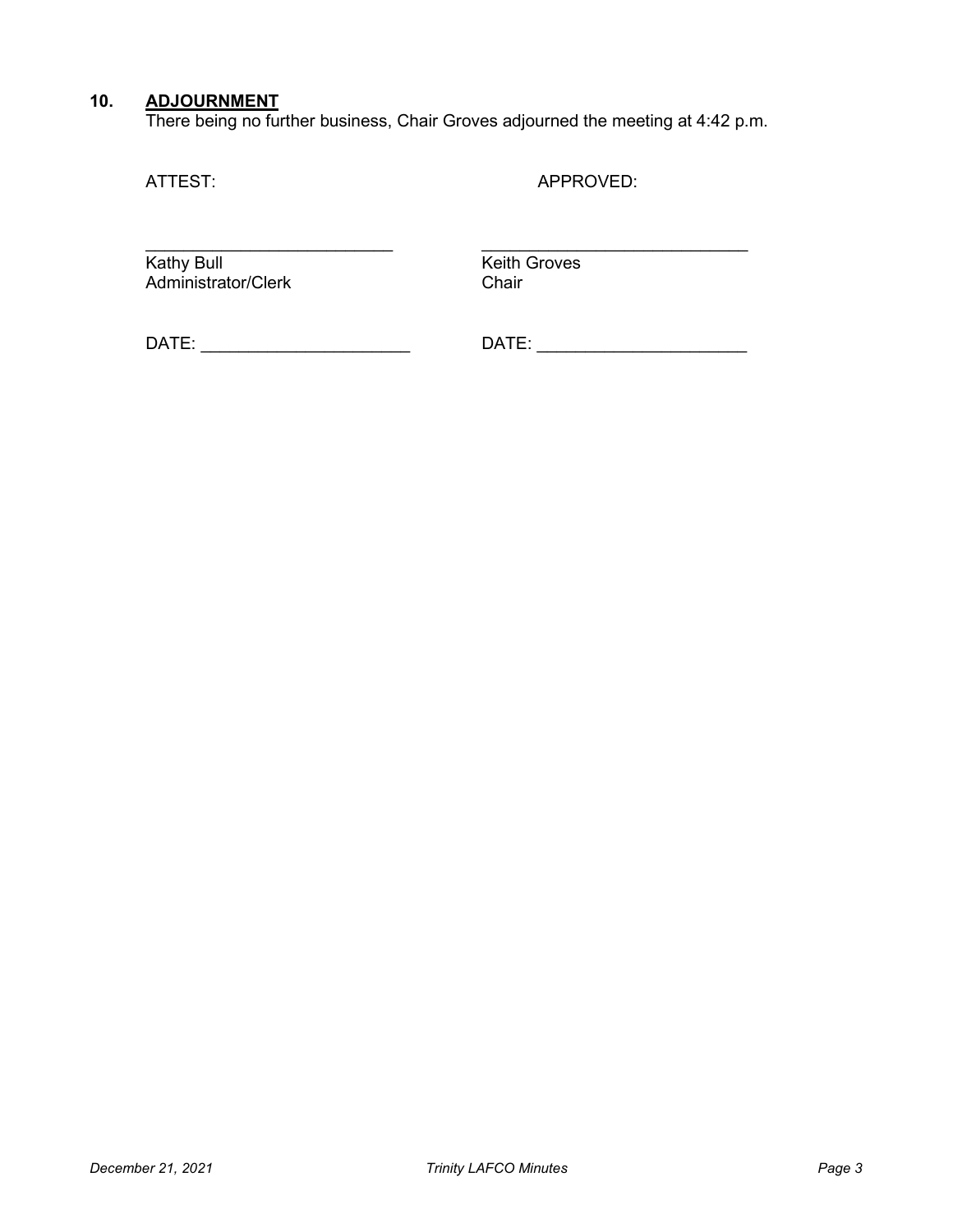## 10. ADJOURNMENT

There being no further business, Chair Groves adjourned the meeting at 4:42 p.m.

ATTEST: APPROVED:

__________________________ __________________________

Kathy Bull
Administrator/Clerk

Keith Groves
Chair

DATE: ______________________ DATE: ______________________